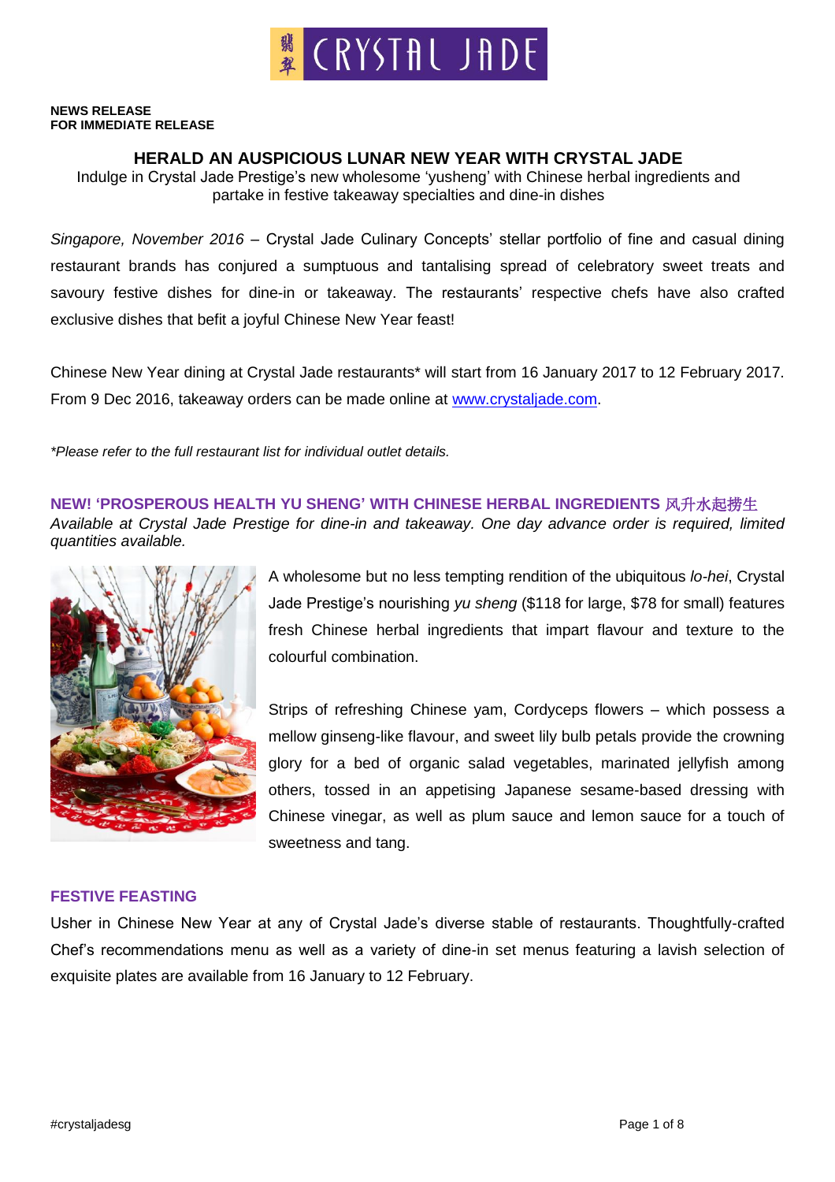**NEWS RELEASE**
**FOR IMMEDIATE RELEASE**

# HERALD AN AUSPICIOUS LUNAR NEW YEAR WITH CRYSTAL JADE

Indulge in Crystal Jade Prestige's new wholesome 'yusheng' with Chinese herbal ingredients and partake in festive takeaway specialties and dine-in dishes

*Singapore, November 2016* – Crystal Jade Culinary Concepts' stellar portfolio of fine and casual dining restaurant brands has conjured a sumptuous and tantalising spread of celebratory sweet treats and savoury festive dishes for dine-in or takeaway. The restaurants' respective chefs have also crafted exclusive dishes that befit a joyful Chinese New Year feast!

Chinese New Year dining at Crystal Jade restaurants* will start from 16 January 2017 to 12 February 2017. From 9 Dec 2016, takeaway orders can be made online at www.crystaljade.com.

*\*Please refer to the full restaurant list for individual outlet details.*

## NEW! 'PROSPEROUS HEALTH YU SHENG' WITH CHINESE HERBAL INGREDIENTS 风升水起捞生

*Available at Crystal Jade Prestige for dine-in and takeaway. One day advance order is required, limited quantities available.*

A wholesome but no less tempting rendition of the ubiquitous *lo-hei*, Crystal Jade Prestige's nourishing *yu sheng* ($118 for large, $78 for small) features fresh Chinese herbal ingredients that impart flavour and texture to the colourful combination.

Strips of refreshing Chinese yam, Cordyceps flowers – which possess a mellow ginseng-like flavour, and sweet lily bulb petals provide the crowning glory for a bed of organic salad vegetables, marinated jellyfish among others, tossed in an appetising Japanese sesame-based dressing with Chinese vinegar, as well as plum sauce and lemon sauce for a touch of sweetness and tang.

## FESTIVE FEASTING

Usher in Chinese New Year at any of Crystal Jade's diverse stable of restaurants. Thoughtfully-crafted Chef's recommendations menu as well as a variety of dine-in set menus featuring a lavish selection of exquisite plates are available from 16 January to 12 February.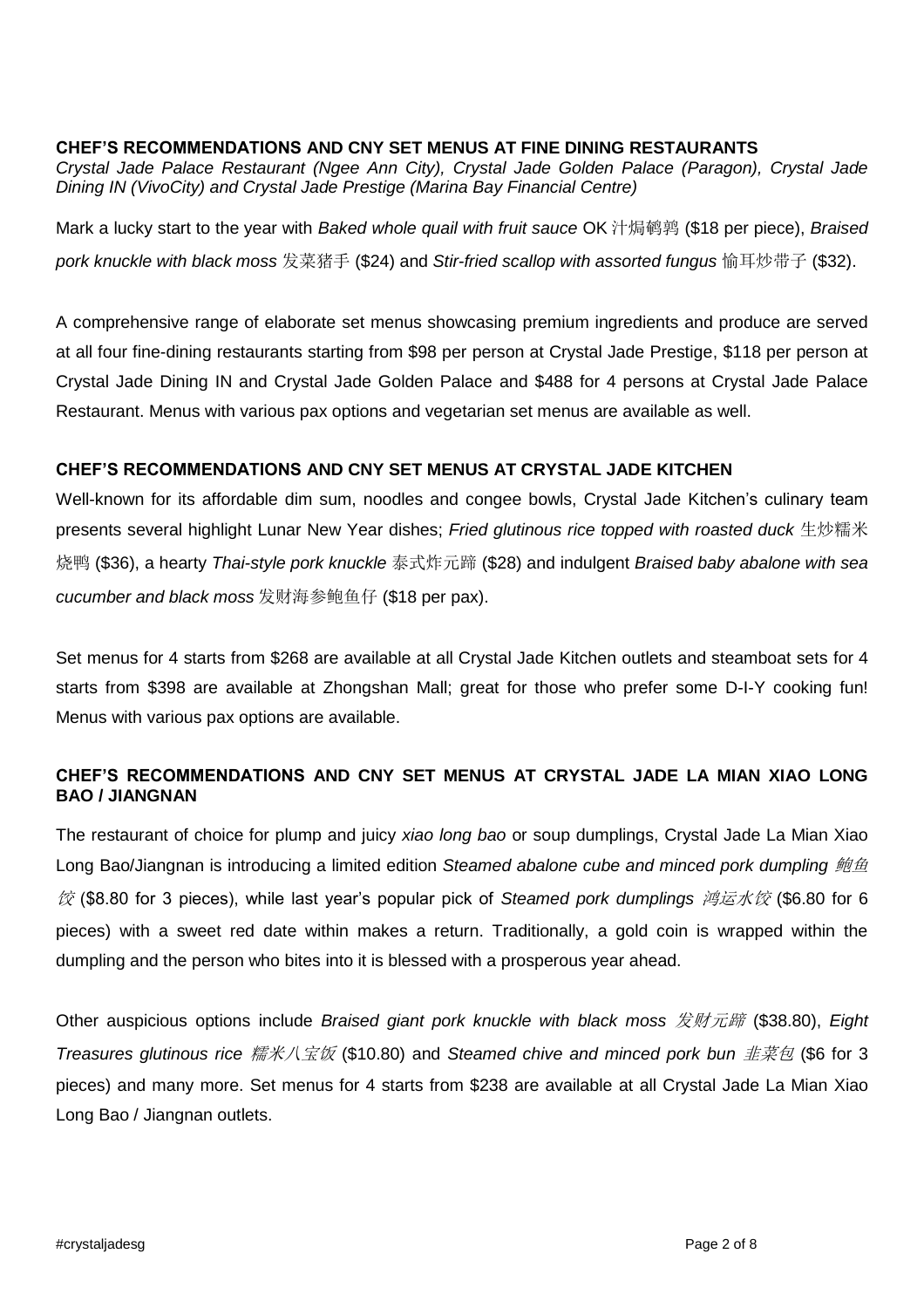**CHEF'S RECOMMENDATIONS AND CNY SET MENUS AT FINE DINING RESTAURANTS**

*Crystal Jade Palace Restaurant (Ngee Ann City), Crystal Jade Golden Palace (Paragon), Crystal Jade Dining IN (VivoCity) and Crystal Jade Prestige (Marina Bay Financial Centre)*

Mark a lucky start to the year with *Baked whole quail with fruit sauce* OK 汁焗鹌鹑 ($18 per piece), *Braised pork knuckle with black moss* 发菜猪手 ($24) and *Stir-fried scallop with assorted fungus* 愉耳炒带子 ($32).

A comprehensive range of elaborate set menus showcasing premium ingredients and produce are served at all four fine-dining restaurants starting from $98 per person at Crystal Jade Prestige, $118 per person at Crystal Jade Dining IN and Crystal Jade Golden Palace and $488 for 4 persons at Crystal Jade Palace Restaurant. Menus with various pax options and vegetarian set menus are available as well.

**CHEF'S RECOMMENDATIONS AND CNY SET MENUS AT CRYSTAL JADE KITCHEN**

Well-known for its affordable dim sum, noodles and congee bowls, Crystal Jade Kitchen's culinary team presents several highlight Lunar New Year dishes; *Fried glutinous rice topped with roasted duck* 生炒糯米烧鸭 ($36), a hearty *Thai-style pork knuckle* 泰式炸元蹄 ($28) and indulgent *Braised baby abalone with sea cucumber and black moss* 发财海参鲍鱼仔 ($18 per pax).

Set menus for 4 starts from $268 are available at all Crystal Jade Kitchen outlets and steamboat sets for 4 starts from $398 are available at Zhongshan Mall; great for those who prefer some D-I-Y cooking fun! Menus with various pax options are available.

**CHEF'S RECOMMENDATIONS AND CNY SET MENUS AT CRYSTAL JADE LA MIAN XIAO LONG BAO / JIANGNAN**

The restaurant of choice for plump and juicy *xiao long bao* or soup dumplings, Crystal Jade La Mian Xiao Long Bao/Jiangnan is introducing a limited edition *Steamed abalone cube and minced pork dumpling 鲍鱼饺* ($8.80 for 3 pieces), while last year's popular pick of *Steamed pork dumplings 鸿运水饺* ($6.80 for 6 pieces) with a sweet red date within makes a return. Traditionally, a gold coin is wrapped within the dumpling and the person who bites into it is blessed with a prosperous year ahead.

Other auspicious options include *Braised giant pork knuckle with black moss 发财元蹄* ($38.80), *Eight Treasures glutinous rice 糯米八宝饭* ($10.80) and *Steamed chive and minced pork bun 韭菜包* ($6 for 3 pieces) and many more. Set menus for 4 starts from $238 are available at all Crystal Jade La Mian Xiao Long Bao / Jiangnan outlets.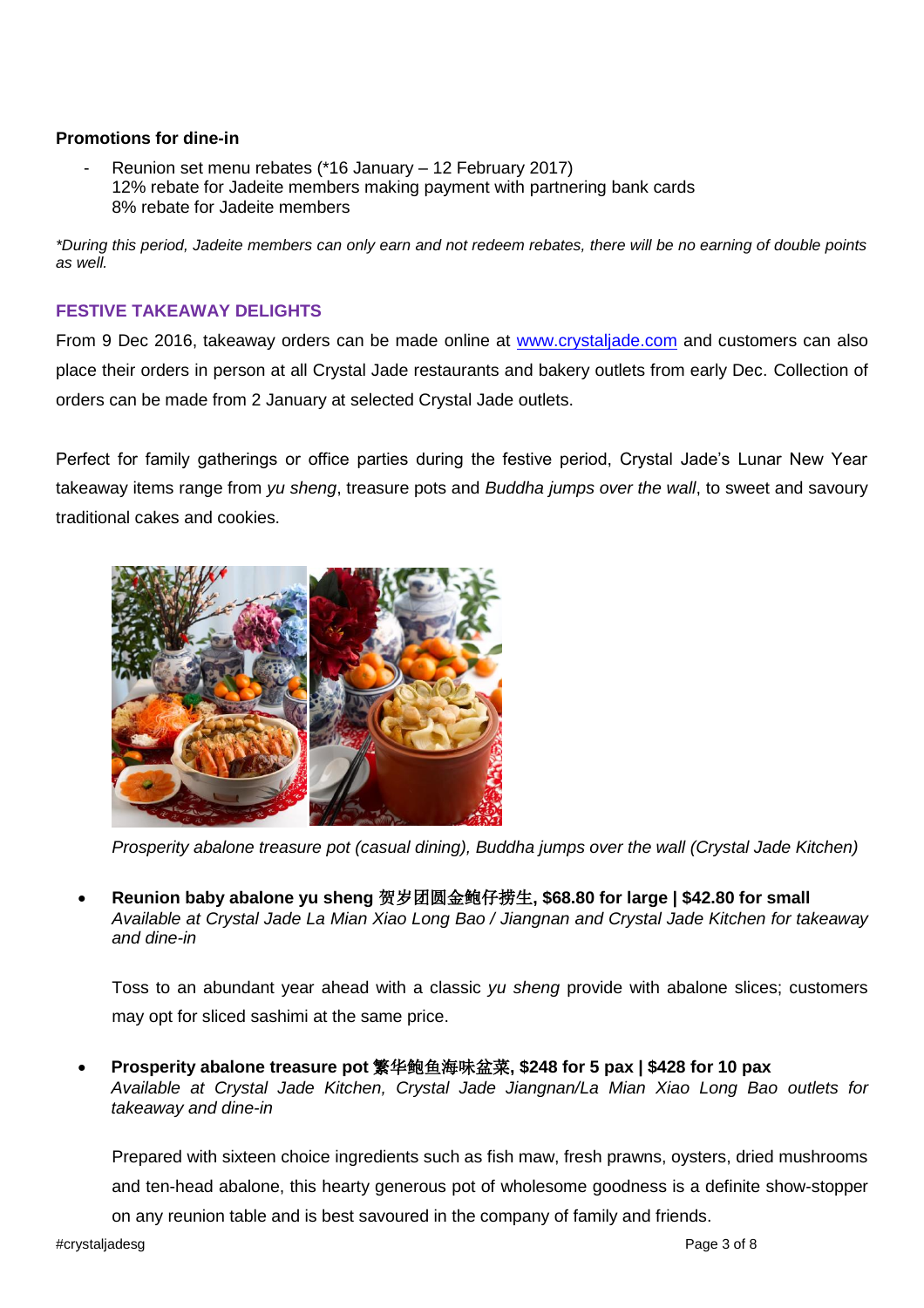**Promotions for dine-in**

- Reunion set menu rebates (*16 January – 12 February 2017)
  12% rebate for Jadeite members making payment with partnering bank cards
  8% rebate for Jadeite members

*\*During this period, Jadeite members can only earn and not redeem rebates, there will be no earning of double points as well.*

## FESTIVE TAKEAWAY DELIGHTS

From 9 Dec 2016, takeaway orders can be made online at [www.crystaljade.com](http://www.crystaljade.com) and customers can also place their orders in person at all Crystal Jade restaurants and bakery outlets from early Dec. Collection of orders can be made from 2 January at selected Crystal Jade outlets.

Perfect for family gatherings or office parties during the festive period, Crystal Jade's Lunar New Year takeaway items range from *yu sheng*, treasure pots and *Buddha jumps over the wall*, to sweet and savoury traditional cakes and cookies.

*Prosperity abalone treasure pot (casual dining), Buddha jumps over the wall (Crystal Jade Kitchen)*

- **Reunion baby abalone yu sheng 贺岁团圆金鲍仔捞生, $68.80 for large | $42.80 for small**
  *Available at Crystal Jade La Mian Xiao Long Bao / Jiangnan and Crystal Jade Kitchen for takeaway and dine-in*

  Toss to an abundant year ahead with a classic *yu sheng* provide with abalone slices; customers may opt for sliced sashimi at the same price.

- **Prosperity abalone treasure pot 繁华鲍鱼海味盆菜, $248 for 5 pax | $428 for 10 pax**
  *Available at Crystal Jade Kitchen, Crystal Jade Jiangnan/La Mian Xiao Long Bao outlets for takeaway and dine-in*

  Prepared with sixteen choice ingredients such as fish maw, fresh prawns, oysters, dried mushrooms and ten-head abalone, this hearty generous pot of wholesome goodness is a definite show-stopper on any reunion table and is best savoured in the company of family and friends.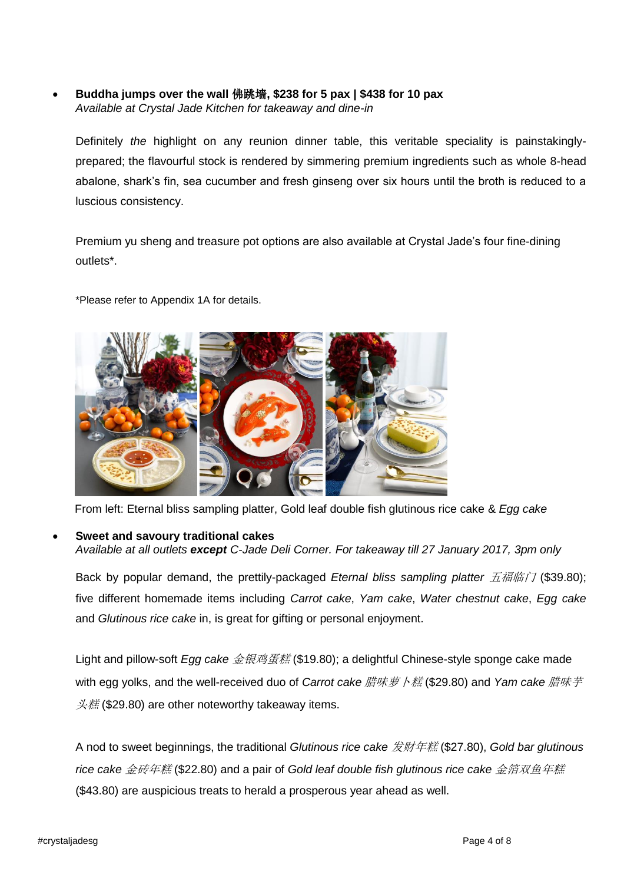- **Buddha jumps over the wall 佛跳墙, $238 for 5 pax | $438 for 10 pax**
  *Available at Crystal Jade Kitchen for takeaway and dine-in*

  Definitely *the* highlight on any reunion dinner table, this veritable speciality is painstakingly-prepared; the flavourful stock is rendered by simmering premium ingredients such as whole 8-head abalone, shark's fin, sea cucumber and fresh ginseng over six hours until the broth is reduced to a luscious consistency.

  Premium yu sheng and treasure pot options are also available at Crystal Jade's four fine-dining outlets*.

  *Please refer to Appendix 1A for details.

From left: Eternal bliss sampling platter, Gold leaf double fish glutinous rice cake & *Egg cake*

- **Sweet and savoury traditional cakes**
  *Available at all outlets* ***except*** *C-Jade Deli Corner. For takeaway till 27 January 2017, 3pm only*

  Back by popular demand, the prettily-packaged *Eternal bliss sampling platter 五福临门* ($39.80); five different homemade items including *Carrot cake*, *Yam cake*, *Water chestnut cake*, *Egg cake* and *Glutinous rice cake* in, is great for gifting or personal enjoyment.

  Light and pillow-soft *Egg cake 金银鸡蛋糕* ($19.80); a delightful Chinese-style sponge cake made with egg yolks, and the well-received duo of *Carrot cake 腊味萝卜糕* ($29.80) and *Yam cake 腊味芋头糕* ($29.80) are other noteworthy takeaway items.

  A nod to sweet beginnings, the traditional *Glutinous rice cake 发财年糕* ($27.80), *Gold bar glutinous rice cake 金砖年糕* ($22.80) and a pair of *Gold leaf double fish glutinous rice cake 金箔双鱼年糕* ($43.80) are auspicious treats to herald a prosperous year ahead as well.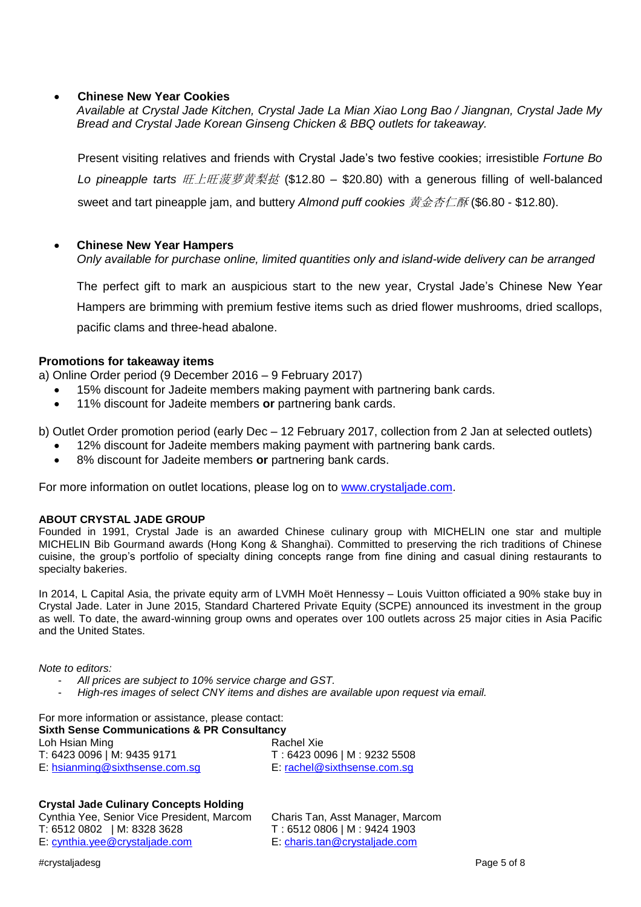- **Chinese New Year Cookies**
  *Available at Crystal Jade Kitchen, Crystal Jade La Mian Xiao Long Bao / Jiangnan, Crystal Jade My Bread and Crystal Jade Korean Ginseng Chicken & BBQ outlets for takeaway.*

  Present visiting relatives and friends with Crystal Jade's two festive cookies; irresistible *Fortune Bo Lo pineapple tarts 旺上旺菠萝黄梨挞* ($12.80 – $20.80) with a generous filling of well-balanced sweet and tart pineapple jam, and buttery *Almond puff cookies 黄金杏仁酥* ($6.80 - $12.80).

- **Chinese New Year Hampers**
  *Only available for purchase online, limited quantities only and island-wide delivery can be arranged*

  The perfect gift to mark an auspicious start to the new year, Crystal Jade's Chinese New Year Hampers are brimming with premium festive items such as dried flower mushrooms, dried scallops, pacific clams and three-head abalone.

**Promotions for takeaway items**

a) Online Order period (9 December 2016 – 9 February 2017)

- 15% discount for Jadeite members making payment with partnering bank cards.
- 11% discount for Jadeite members **or** partnering bank cards.

b) Outlet Order promotion period (early Dec – 12 February 2017, collection from 2 Jan at selected outlets)

- 12% discount for Jadeite members making payment with partnering bank cards.
- 8% discount for Jadeite members **or** partnering bank cards.

For more information on outlet locations, please log on to www.crystaljade.com.

**ABOUT CRYSTAL JADE GROUP**

Founded in 1991, Crystal Jade is an awarded Chinese culinary group with MICHELIN one star and multiple MICHELIN Bib Gourmand awards (Hong Kong & Shanghai). Committed to preserving the rich traditions of Chinese cuisine, the group's portfolio of specialty dining concepts range from fine dining and casual dining restaurants to specialty bakeries.

In 2014, L Capital Asia, the private equity arm of LVMH Moët Hennessy – Louis Vuitton officiated a 90% stake buy in Crystal Jade. Later in June 2015, Standard Chartered Private Equity (SCPE) announced its investment in the group as well. To date, the award-winning group owns and operates over 100 outlets across 25 major cities in Asia Pacific and the United States.

*Note to editors:*

- *All prices are subject to 10% service charge and GST.*
- *High-res images of select CNY items and dishes are available upon request via email.*

For more information or assistance, please contact:

**Sixth Sense Communications & PR Consultancy**

Loh Hsian Ming
T: 6423 0096 | M: 9435 9171
E: hsianming@sixthsense.com.sg

Rachel Xie
T : 6423 0096 | M : 9232 5508
E: rachel@sixthsense.com.sg

**Crystal Jade Culinary Concepts Holding**

Cynthia Yee, Senior Vice President, Marcom
T: 6512 0802 | M: 8328 3628
E: cynthia.yee@crystaljade.com

Charis Tan, Asst Manager, Marcom
T : 6512 0806 | M : 9424 1903
E: charis.tan@crystaljade.com

#crystaljadesg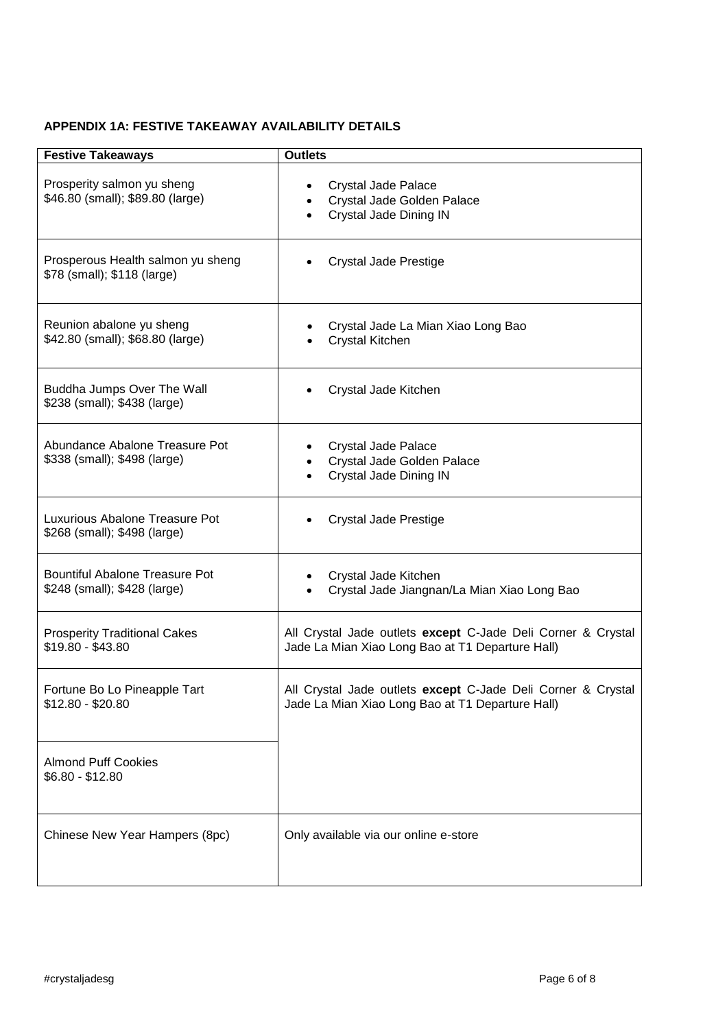**APPENDIX 1A: FESTIVE TAKEAWAY AVAILABILITY DETAILS**

| Festive Takeaways | Outlets |
|---|---|
| Prosperity salmon yu sheng<br>$46.80 (small); $89.80 (large) | • Crystal Jade Palace<br>• Crystal Jade Golden Palace<br>• Crystal Jade Dining IN |
| Prosperous Health salmon yu sheng<br>$78 (small); $118 (large) | • Crystal Jade Prestige |
| Reunion abalone yu sheng<br>$42.80 (small); $68.80 (large) | • Crystal Jade La Mian Xiao Long Bao<br>• Crystal Kitchen |
| Buddha Jumps Over The Wall<br>$238 (small); $438 (large) | • Crystal Jade Kitchen |
| Abundance Abalone Treasure Pot<br>$338 (small); $498 (large) | • Crystal Jade Palace<br>• Crystal Jade Golden Palace<br>• Crystal Jade Dining IN |
| Luxurious Abalone Treasure Pot<br>$268 (small); $498 (large) | • Crystal Jade Prestige |
| Bountiful Abalone Treasure Pot<br>$248 (small); $428 (large) | • Crystal Jade Kitchen<br>• Crystal Jade Jiangnan/La Mian Xiao Long Bao |
| Prosperity Traditional Cakes<br>$19.80 - $43.80 | All Crystal Jade outlets **except** C-Jade Deli Corner & Crystal Jade La Mian Xiao Long Bao at T1 Departure Hall) |
| Fortune Bo Lo Pineapple Tart<br>$12.80 - $20.80 | All Crystal Jade outlets **except** C-Jade Deli Corner & Crystal Jade La Mian Xiao Long Bao at T1 Departure Hall) |
| Almond Puff Cookies<br>$6.80 - $12.80 | |
| Chinese New Year Hampers (8pc) | Only available via our online e-store |

#crystaljadesg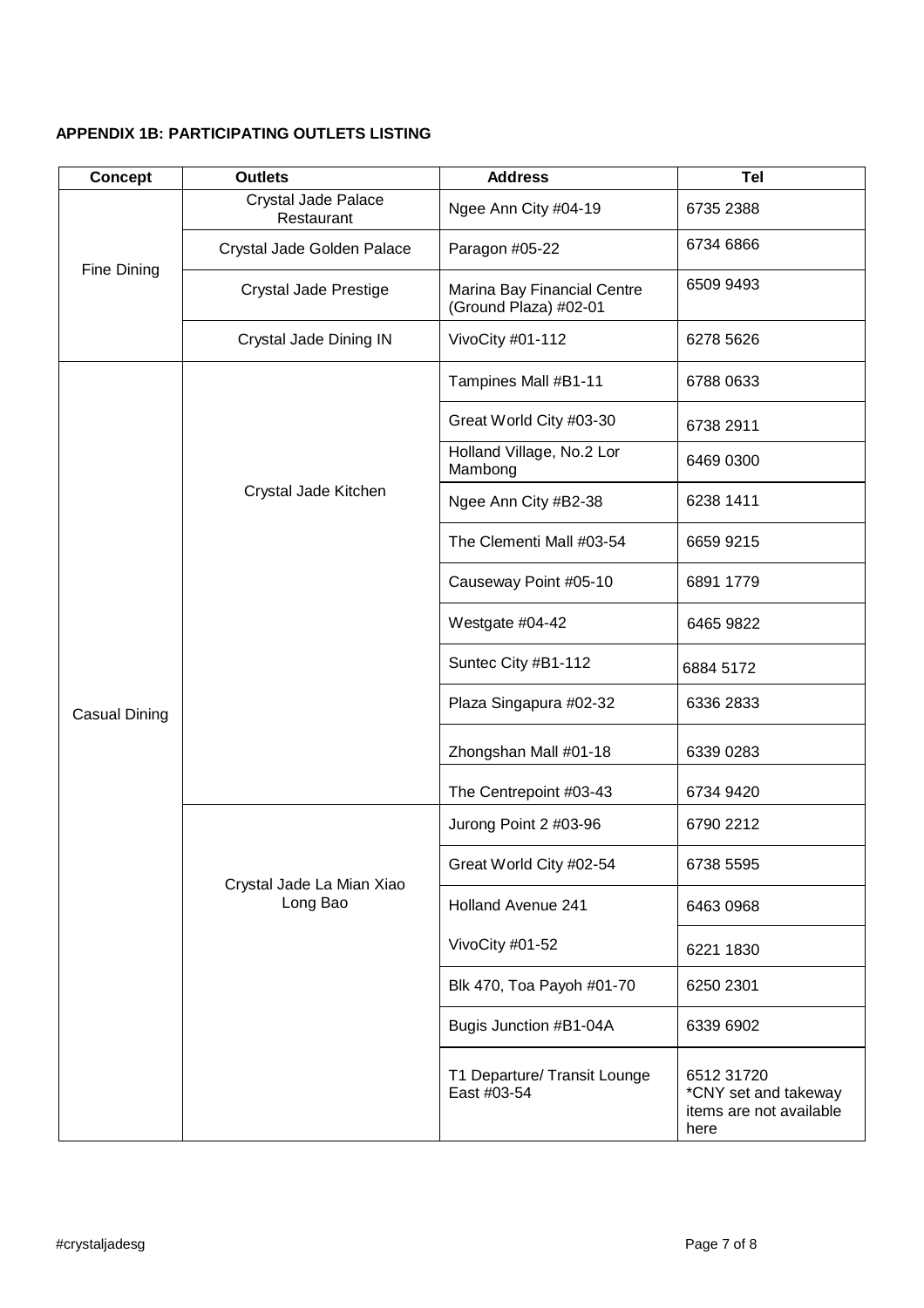**APPENDIX 1B: PARTICIPATING OUTLETS LISTING**

| Concept | Outlets | Address | Tel |
|---|---|---|---|
| Fine Dining | Crystal Jade Palace Restaurant | Ngee Ann City #04-19 | 6735 2388 |
| | Crystal Jade Golden Palace | Paragon #05-22 | 6734 6866 |
| | Crystal Jade Prestige | Marina Bay Financial Centre (Ground Plaza) #02-01 | 6509 9493 |
| | Crystal Jade Dining IN | VivoCity #01-112 | 6278 5626 |
| Casual Dining | Crystal Jade Kitchen | Tampines Mall #B1-11 | 6788 0633 |
| | | Great World City #03-30 | 6738 2911 |
| | | Holland Village, No.2 Lor Mambong | 6469 0300 |
| | | Ngee Ann City #B2-38 | 6238 1411 |
| | | The Clementi Mall #03-54 | 6659 9215 |
| | | Causeway Point #05-10 | 6891 1779 |
| | | Westgate #04-42 | 6465 9822 |
| | | Suntec City #B1-112 | 6884 5172 |
| | | Plaza Singapura #02-32 | 6336 2833 |
| | | Zhongshan Mall #01-18 | 6339 0283 |
| | | The Centrepoint #03-43 | 6734 9420 |
| | Crystal Jade La Mian Xiao Long Bao | Jurong Point 2 #03-96 | 6790 2212 |
| | | Great World City #02-54 | 6738 5595 |
| | | Holland Avenue 241 | 6463 0968 |
| | | VivoCity #01-52 | 6221 1830 |
| | | Blk 470, Toa Payoh #01-70 | 6250 2301 |
| | | Bugis Junction #B1-04A | 6339 6902 |
| | | T1 Departure/ Transit Lounge East #03-54 | 6512 31720 *CNY set and takeway items are not available here |

#crystaljadesg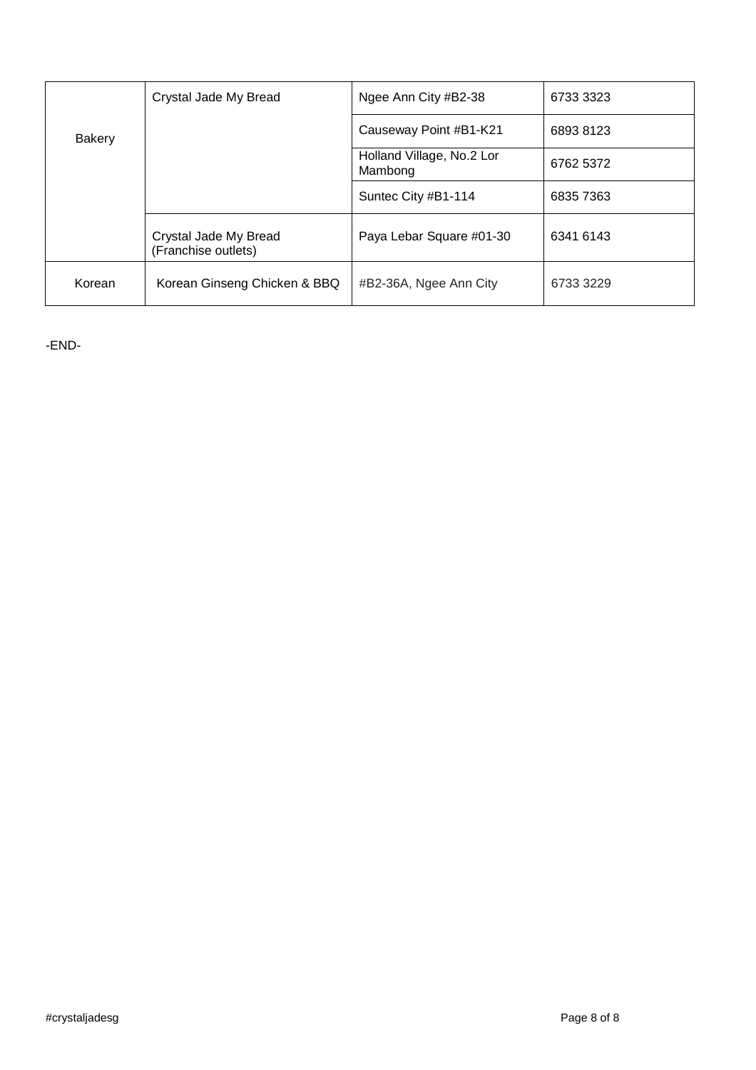| | | | |
|---|---|---|---|
| Bakery | Crystal Jade My Bread | Ngee Ann City #B2-38 | 6733 3323 |
| | | Causeway Point #B1-K21 | 6893 8123 |
| | | Holland Village, No.2 Lor Mambong | 6762 5372 |
| | | Suntec City #B1-114 | 6835 7363 |
| | Crystal Jade My Bread (Franchise outlets) | Paya Lebar Square #01-30 | 6341 6143 |
| Korean | Korean Ginseng Chicken & BBQ | #B2-36A, Ngee Ann City | 6733 3229 |

-END-

#crystaljadesg